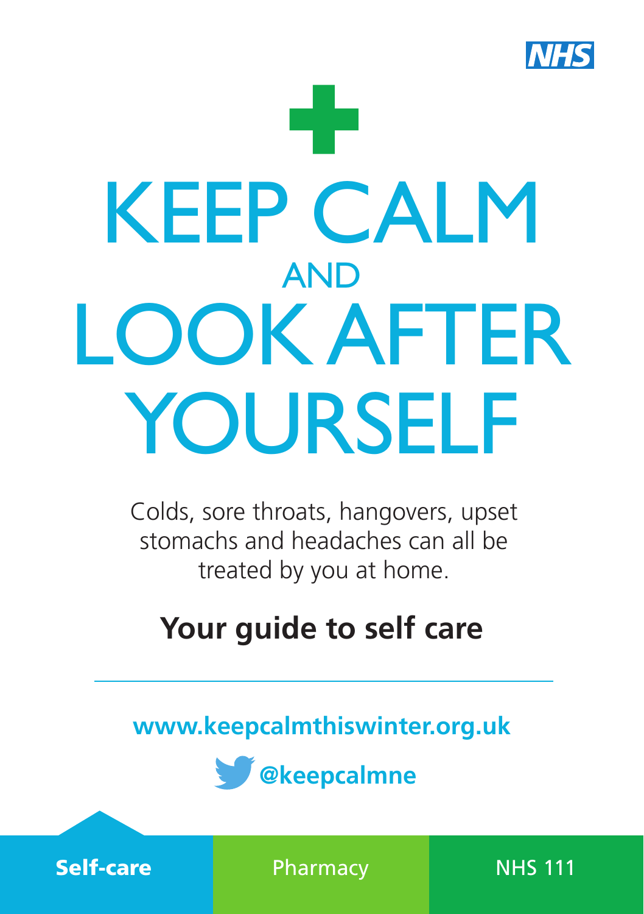NHS

# KEEP CALM AND LOOK AFTER YOURSELF

Colds, sore throats, hangovers, upset stomachs and headaches can all be treated by you at home.

## Your guide to self care

**www.keepcalmthiswinter.org.uk**

**@keepcalmne**

**Self-care** | Pharmacy | NHS 111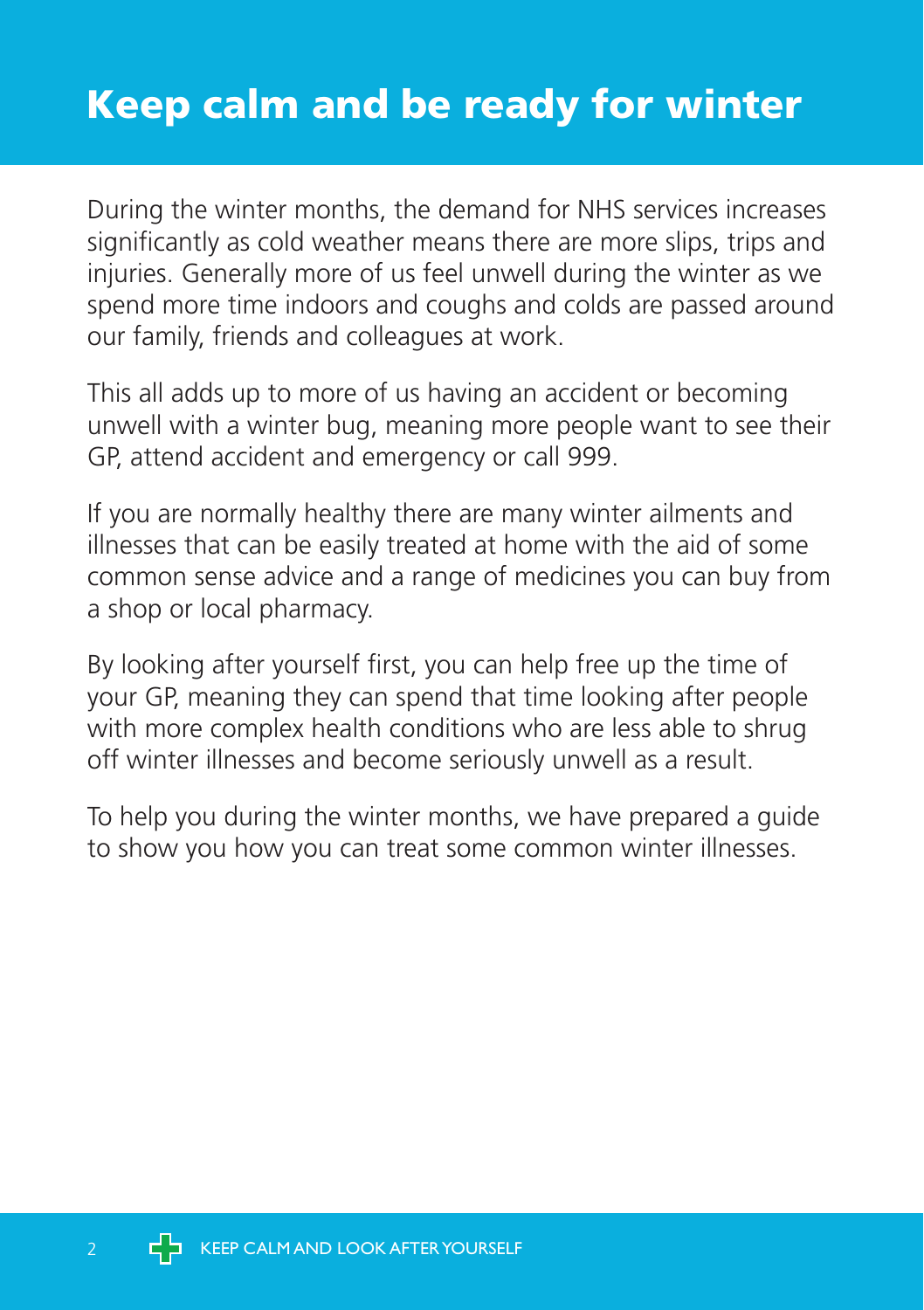# Keep calm and be ready for winter

During the winter months, the demand for NHS services increases significantly as cold weather means there are more slips, trips and injuries. Generally more of us feel unwell during the winter as we spend more time indoors and coughs and colds are passed around our family, friends and colleagues at work.

This all adds up to more of us having an accident or becoming unwell with a winter bug, meaning more people want to see their GP, attend accident and emergency or call 999.

If you are normally healthy there are many winter ailments and illnesses that can be easily treated at home with the aid of some common sense advice and a range of medicines you can buy from a shop or local pharmacy.

By looking after yourself first, you can help free up the time of your GP, meaning they can spend that time looking after people with more complex health conditions who are less able to shrug off winter illnesses and become seriously unwell as a result.

To help you during the winter months, we have prepared a guide to show you how you can treat some common winter illnesses.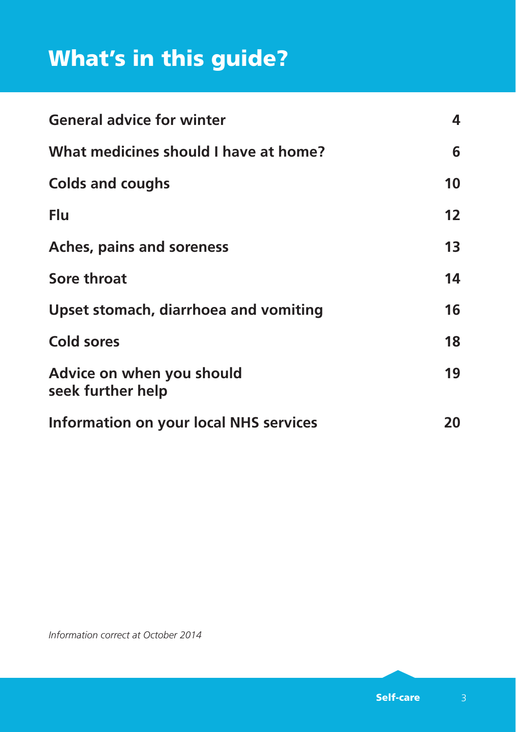# What's in this guide?

| | |
|---|---|
| **General advice for winter** | **4** |
| **What medicines should I have at home?** | **6** |
| **Colds and coughs** | **10** |
| **Flu** | **12** |
| **Aches, pains and soreness** | **13** |
| **Sore throat** | **14** |
| **Upset stomach, diarrhoea and vomiting** | **16** |
| **Cold sores** | **18** |
| **Advice on when you should seek further help** | **19** |
| **Information on your local NHS services** | **20** |

*Information correct at October 2014*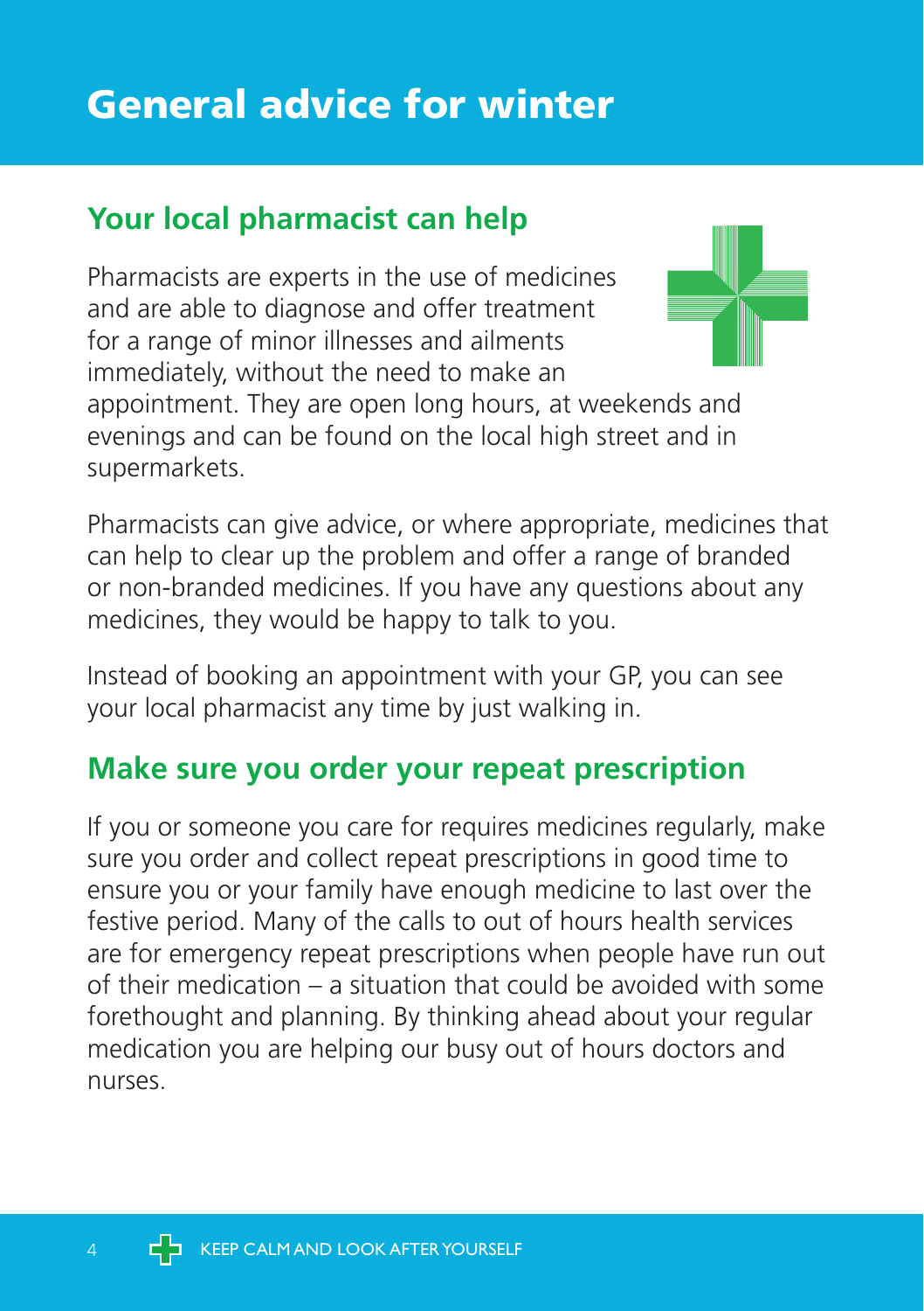# General advice for winter

## Your local pharmacist can help

Pharmacists are experts in the use of medicines and are able to diagnose and offer treatment for a range of minor illnesses and ailments immediately, without the need to make an appointment. They are open long hours, at weekends and evenings and can be found on the local high street and in supermarkets.

Pharmacists can give advice, or where appropriate, medicines that can help to clear up the problem and offer a range of branded or non-branded medicines. If you have any questions about any medicines, they would be happy to talk to you.

Instead of booking an appointment with your GP, you can see your local pharmacist any time by just walking in.

## Make sure you order your repeat prescription

If you or someone you care for requires medicines regularly, make sure you order and collect repeat prescriptions in good time to ensure you or your family have enough medicine to last over the festive period. Many of the calls to out of hours health services are for emergency repeat prescriptions when people have run out of their medication – a situation that could be avoided with some forethought and planning. By thinking ahead about your regular medication you are helping our busy out of hours doctors and nurses.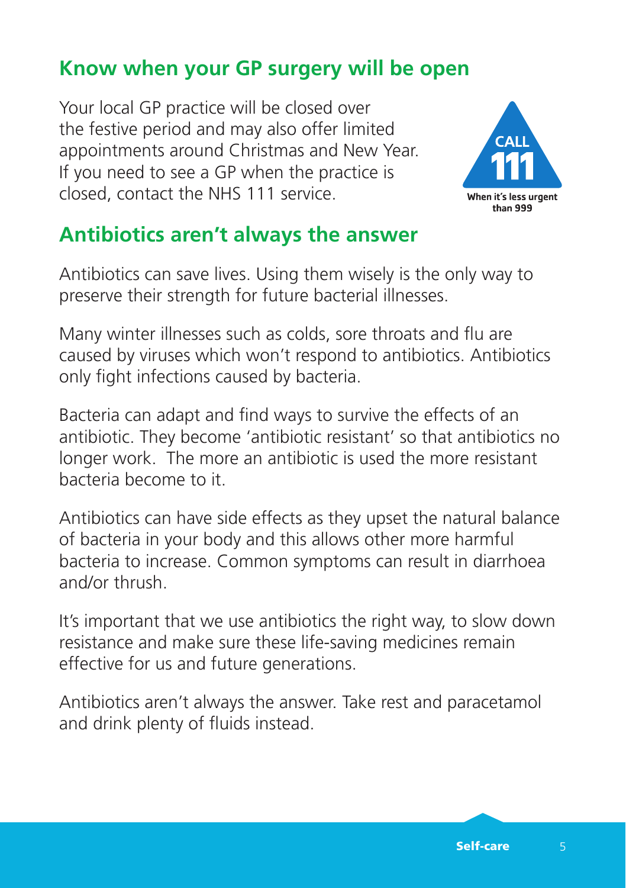## Know when your GP surgery will be open

Your local GP practice will be closed over the festive period and may also offer limited appointments around Christmas and New Year. If you need to see a GP when the practice is closed, contact the NHS 111 service.

CALL 111

When it's less urgent than 999

## Antibiotics aren't always the answer

Antibiotics can save lives. Using them wisely is the only way to preserve their strength for future bacterial illnesses.

Many winter illnesses such as colds, sore throats and flu are caused by viruses which won't respond to antibiotics. Antibiotics only fight infections caused by bacteria.

Bacteria can adapt and find ways to survive the effects of an antibiotic. They become 'antibiotic resistant' so that antibiotics no longer work. The more an antibiotic is used the more resistant bacteria become to it.

Antibiotics can have side effects as they upset the natural balance of bacteria in your body and this allows other more harmful bacteria to increase. Common symptoms can result in diarrhoea and/or thrush.

It's important that we use antibiotics the right way, to slow down resistance and make sure these life-saving medicines remain effective for us and future generations.

Antibiotics aren't always the answer. Take rest and paracetamol and drink plenty of fluids instead.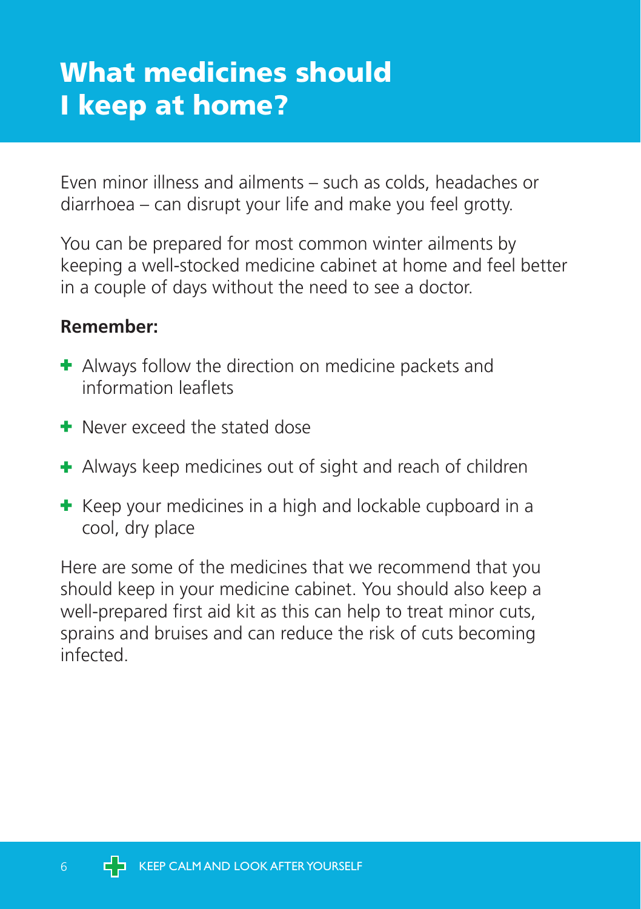# What medicines should I keep at home?

Even minor illness and ailments – such as colds, headaches or diarrhoea – can disrupt your life and make you feel grotty.

You can be prepared for most common winter ailments by keeping a well-stocked medicine cabinet at home and feel better in a couple of days without the need to see a doctor.

**Remember:**

- Always follow the direction on medicine packets and information leaflets
- Never exceed the stated dose
- Always keep medicines out of sight and reach of children
- Keep your medicines in a high and lockable cupboard in a cool, dry place

Here are some of the medicines that we recommend that you should keep in your medicine cabinet. You should also keep a well-prepared first aid kit as this can help to treat minor cuts, sprains and bruises and can reduce the risk of cuts becoming infected.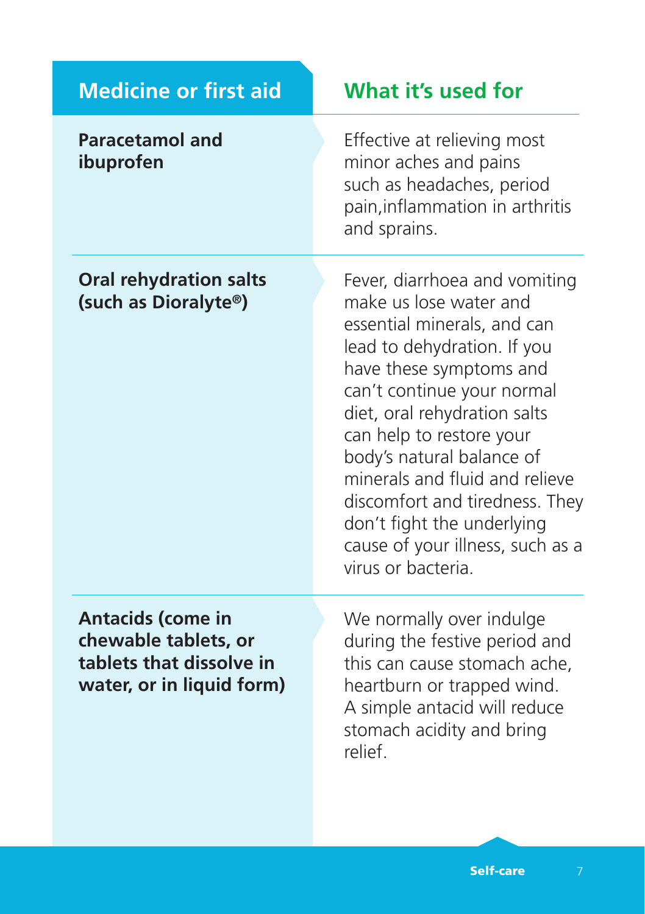| Medicine or first aid | What it's used for |
|---|---|
| **Paracetamol and ibuprofen** | Effective at relieving most minor aches and pains such as headaches, period pain,inflammation in arthritis and sprains. |
| **Oral rehydration salts (such as Dioralyte®)** | Fever, diarrhoea and vomiting make us lose water and essential minerals, and can lead to dehydration. If you have these symptoms and can't continue your normal diet, oral rehydration salts can help to restore your body's natural balance of minerals and fluid and relieve discomfort and tiredness. They don't fight the underlying cause of your illness, such as a virus or bacteria. |
| **Antacids (come in chewable tablets, or tablets that dissolve in water, or in liquid form)** | We normally over indulge during the festive period and this can cause stomach ache, heartburn or trapped wind. A simple antacid will reduce stomach acidity and bring relief. |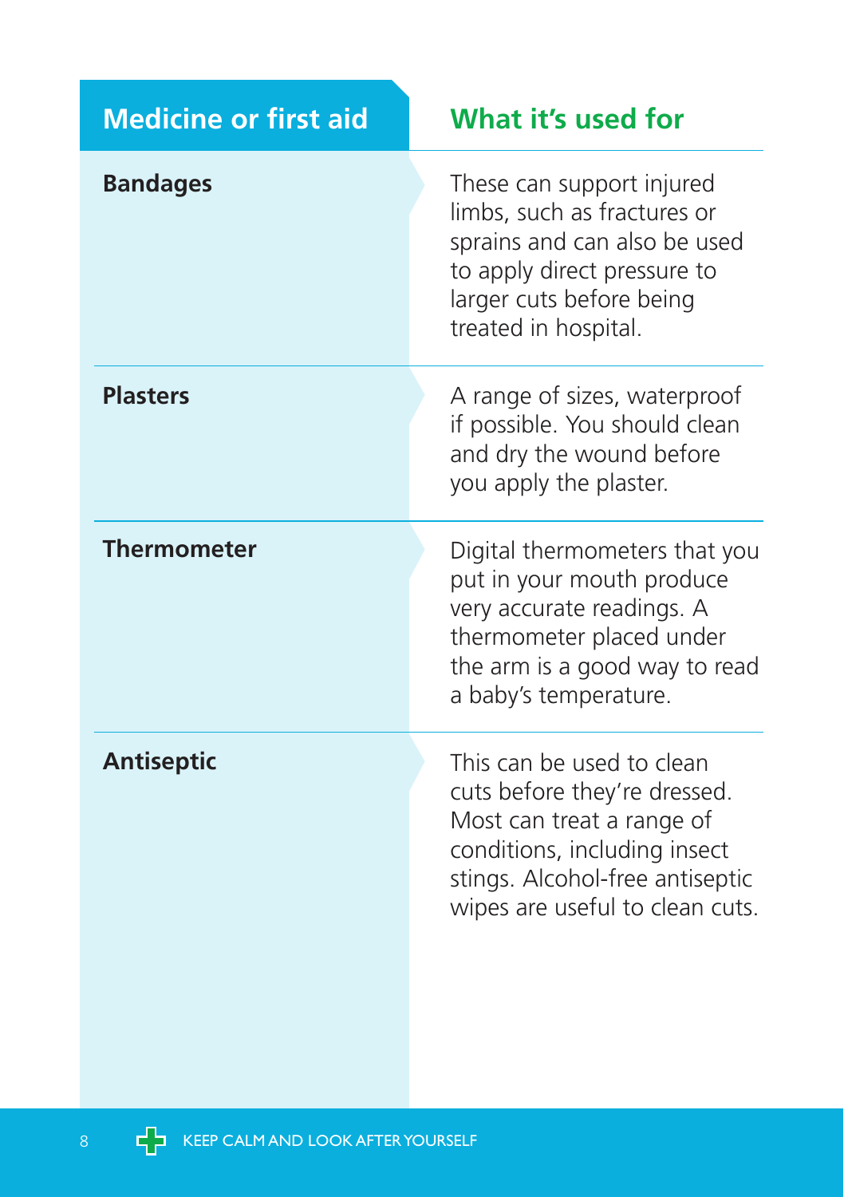| Medicine or first aid | What it's used for |
| --- | --- |
| **Bandages** | These can support injured limbs, such as fractures or sprains and can also be used to apply direct pressure to larger cuts before being treated in hospital. |
| **Plasters** | A range of sizes, waterproof if possible. You should clean and dry the wound before you apply the plaster. |
| **Thermometer** | Digital thermometers that you put in your mouth produce very accurate readings. A thermometer placed under the arm is a good way to read a baby's temperature. |
| **Antiseptic** | This can be used to clean cuts before they're dressed. Most can treat a range of conditions, including insect stings. Alcohol-free antiseptic wipes are useful to clean cuts. |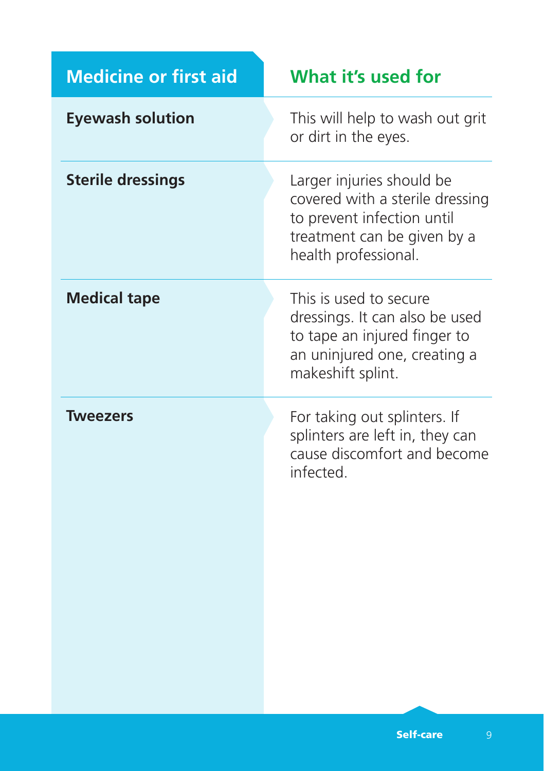| Medicine or first aid | What it's used for |
| --- | --- |
| **Eyewash solution** | This will help to wash out grit or dirt in the eyes. |
| **Sterile dressings** | Larger injuries should be covered with a sterile dressing to prevent infection until treatment can be given by a health professional. |
| **Medical tape** | This is used to secure dressings. It can also be used to tape an injured finger to an uninjured one, creating a makeshift splint. |
| **Tweezers** | For taking out splinters. If splinters are left in, they can cause discomfort and become infected. |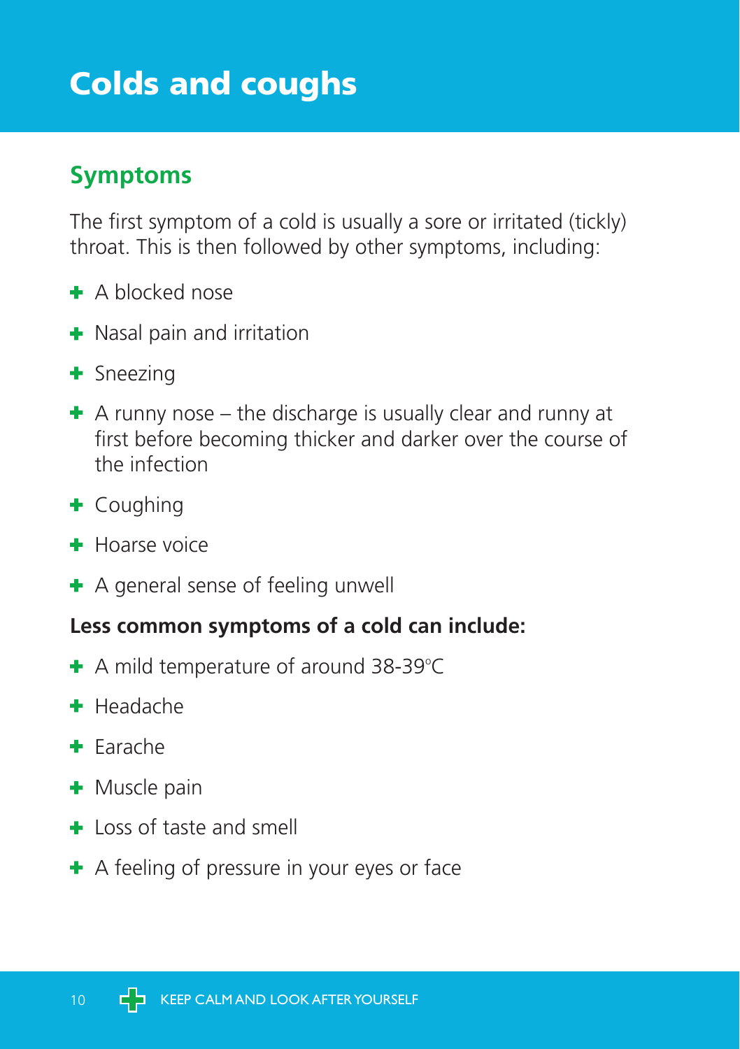# Colds and coughs

## Symptoms

The first symptom of a cold is usually a sore or irritated (tickly) throat. This is then followed by other symptoms, including:

- A blocked nose
- Nasal pain and irritation
- Sneezing
- A runny nose – the discharge is usually clear and runny at first before becoming thicker and darker over the course of the infection
- Coughing
- Hoarse voice
- A general sense of feeling unwell

**Less common symptoms of a cold can include:**

- A mild temperature of around 38-39°C
- Headache
- Earache
- Muscle pain
- Loss of taste and smell
- A feeling of pressure in your eyes or face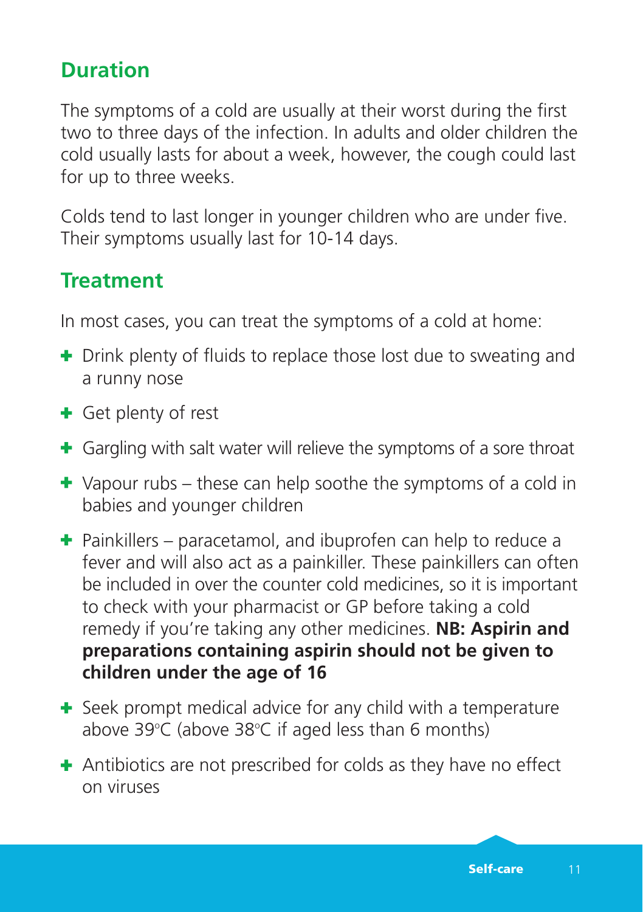## Duration

The symptoms of a cold are usually at their worst during the first two to three days of the infection. In adults and older children the cold usually lasts for about a week, however, the cough could last for up to three weeks.

Colds tend to last longer in younger children who are under five. Their symptoms usually last for 10-14 days.

## Treatment

In most cases, you can treat the symptoms of a cold at home:

- Drink plenty of fluids to replace those lost due to sweating and a runny nose
- Get plenty of rest
- Gargling with salt water will relieve the symptoms of a sore throat
- Vapour rubs – these can help soothe the symptoms of a cold in babies and younger children
- Painkillers – paracetamol, and ibuprofen can help to reduce a fever and will also act as a painkiller. These painkillers can often be included in over the counter cold medicines, so it is important to check with your pharmacist or GP before taking a cold remedy if you're taking any other medicines. **NB: Aspirin and preparations containing aspirin should not be given to children under the age of 16**
- Seek prompt medical advice for any child with a temperature above 39°C (above 38°C if aged less than 6 months)
- Antibiotics are not prescribed for colds as they have no effect on viruses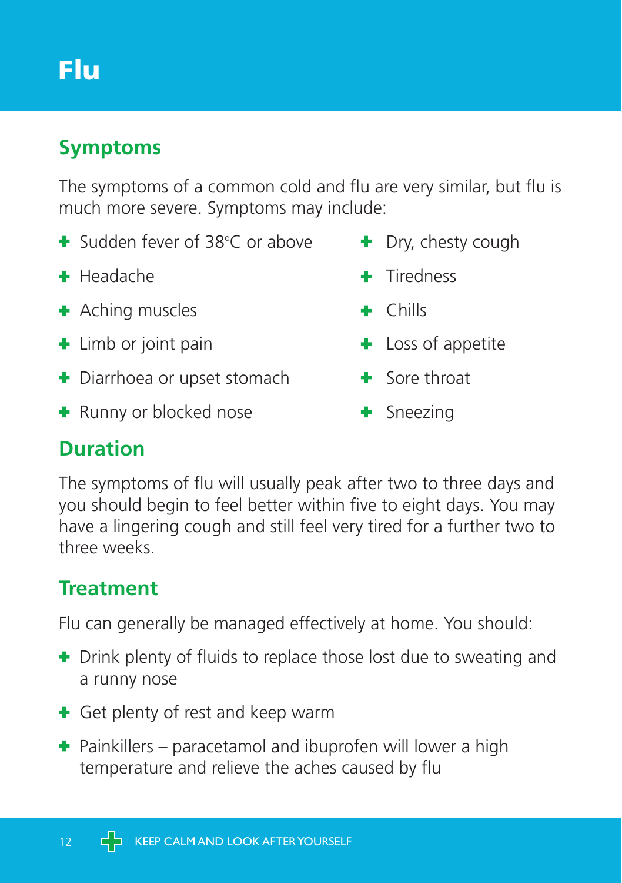# Flu

## Symptoms

The symptoms of a common cold and flu are very similar, but flu is much more severe. Symptoms may include:

- Sudden fever of 38°C or above
- Headache
- Aching muscles
- Limb or joint pain
- Diarrhoea or upset stomach
- Runny or blocked nose
- Dry, chesty cough
- Tiredness
- Chills
- Loss of appetite
- Sore throat
- Sneezing

## Duration

The symptoms of flu will usually peak after two to three days and you should begin to feel better within five to eight days. You may have a lingering cough and still feel very tired for a further two to three weeks.

## Treatment

Flu can generally be managed effectively at home. You should:

- Drink plenty of fluids to replace those lost due to sweating and a runny nose
- Get plenty of rest and keep warm
- Painkillers – paracetamol and ibuprofen will lower a high temperature and relieve the aches caused by flu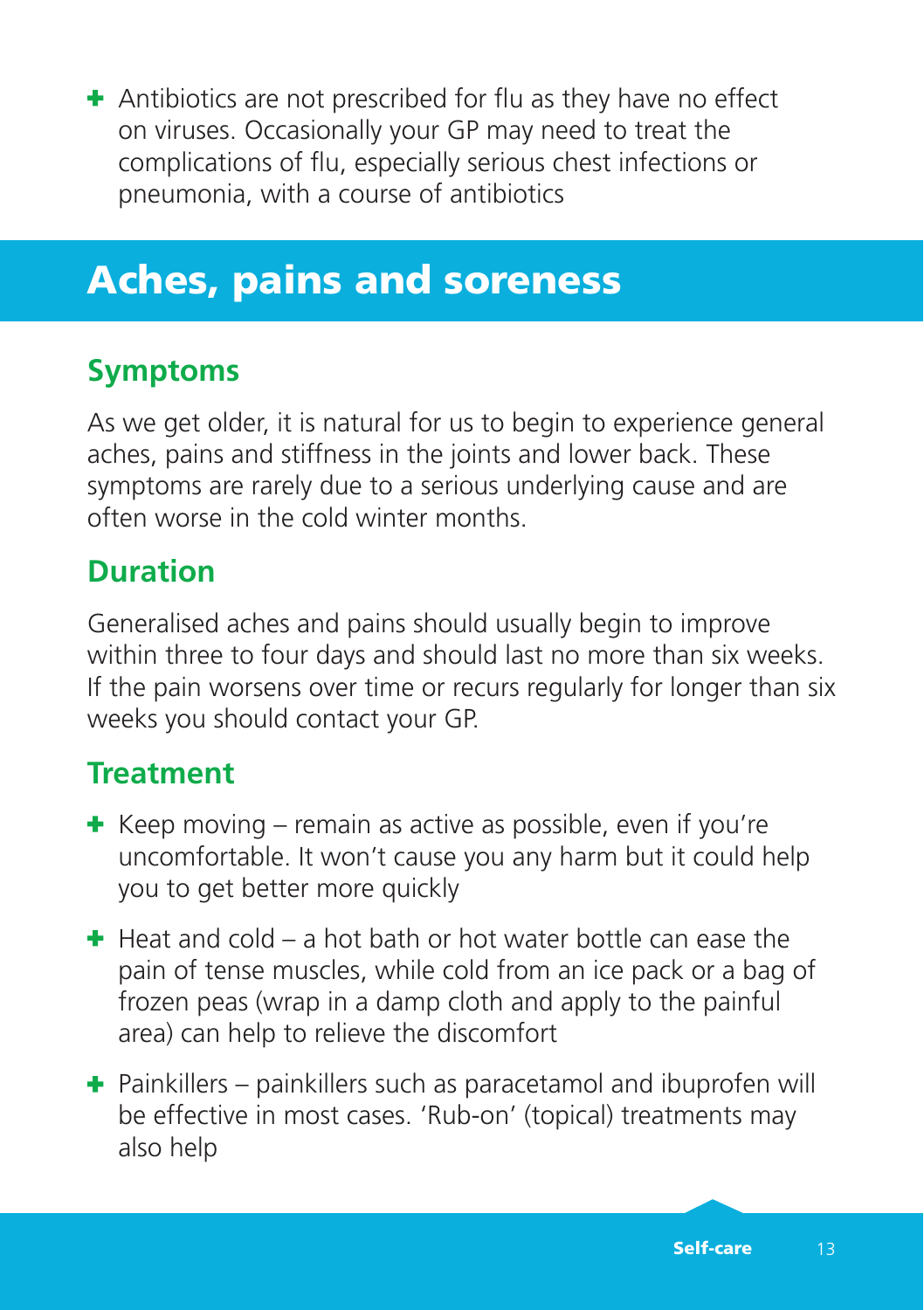- Antibiotics are not prescribed for flu as they have no effect on viruses. Occasionally your GP may need to treat the complications of flu, especially serious chest infections or pneumonia, with a course of antibiotics

# Aches, pains and soreness

## Symptoms

As we get older, it is natural for us to begin to experience general aches, pains and stiffness in the joints and lower back. These symptoms are rarely due to a serious underlying cause and are often worse in the cold winter months.

## Duration

Generalised aches and pains should usually begin to improve within three to four days and should last no more than six weeks. If the pain worsens over time or recurs regularly for longer than six weeks you should contact your GP.

## Treatment

- Keep moving – remain as active as possible, even if you're uncomfortable. It won't cause you any harm but it could help you to get better more quickly
- Heat and cold – a hot bath or hot water bottle can ease the pain of tense muscles, while cold from an ice pack or a bag of frozen peas (wrap in a damp cloth and apply to the painful area) can help to relieve the discomfort
- Painkillers – painkillers such as paracetamol and ibuprofen will be effective in most cases. 'Rub-on' (topical) treatments may also help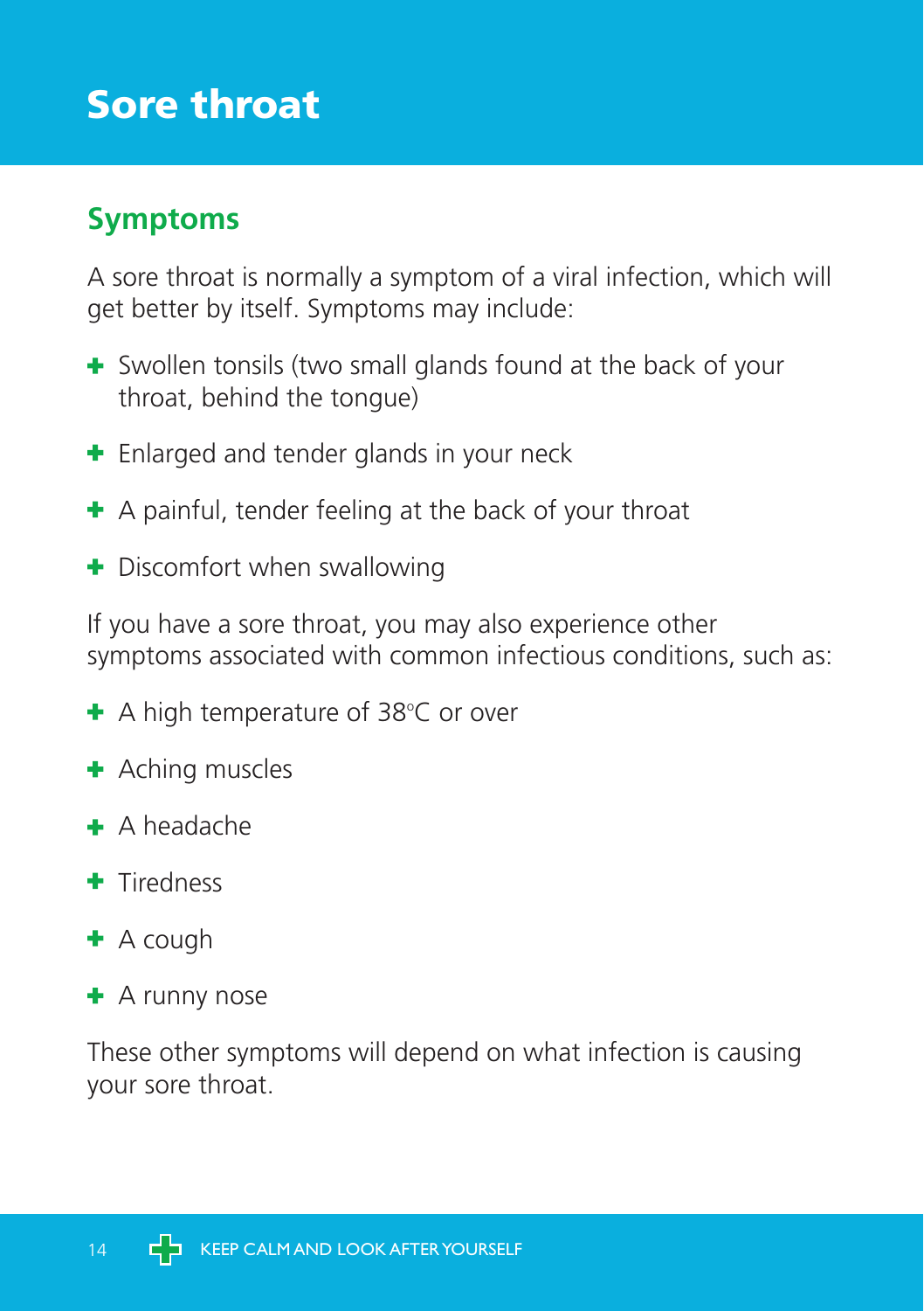# Sore throat

## Symptoms

A sore throat is normally a symptom of a viral infection, which will get better by itself. Symptoms may include:

- Swollen tonsils (two small glands found at the back of your throat, behind the tongue)
- Enlarged and tender glands in your neck
- A painful, tender feeling at the back of your throat
- Discomfort when swallowing

If you have a sore throat, you may also experience other symptoms associated with common infectious conditions, such as:

- A high temperature of 38°C or over
- Aching muscles
- A headache
- Tiredness
- A cough
- A runny nose

These other symptoms will depend on what infection is causing your sore throat.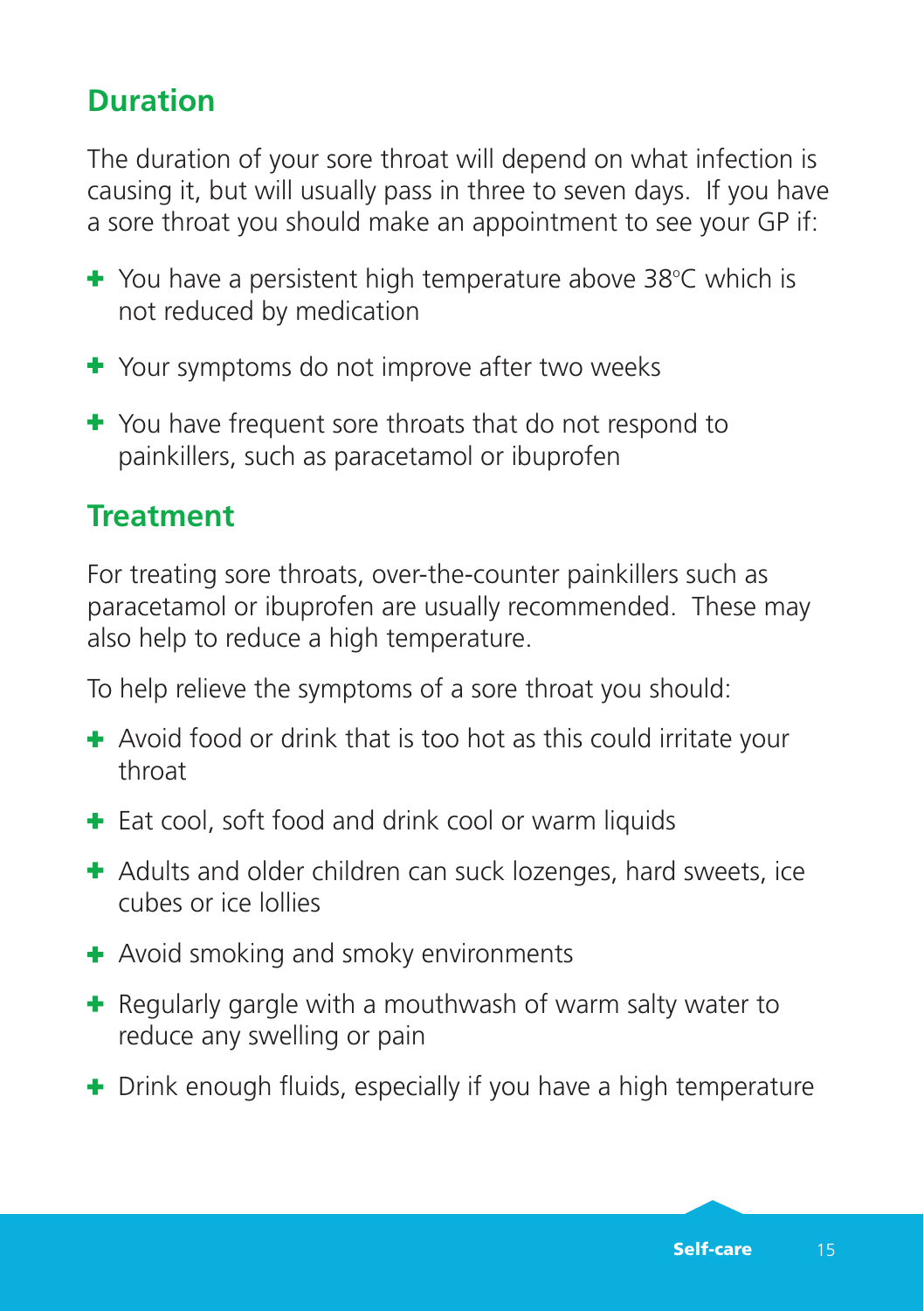## Duration

The duration of your sore throat will depend on what infection is causing it, but will usually pass in three to seven days. If you have a sore throat you should make an appointment to see your GP if:

- You have a persistent high temperature above 38°C which is not reduced by medication
- Your symptoms do not improve after two weeks
- You have frequent sore throats that do not respond to painkillers, such as paracetamol or ibuprofen

## Treatment

For treating sore throats, over-the-counter painkillers such as paracetamol or ibuprofen are usually recommended. These may also help to reduce a high temperature.

To help relieve the symptoms of a sore throat you should:

- Avoid food or drink that is too hot as this could irritate your throat
- Eat cool, soft food and drink cool or warm liquids
- Adults and older children can suck lozenges, hard sweets, ice cubes or ice lollies
- Avoid smoking and smoky environments
- Regularly gargle with a mouthwash of warm salty water to reduce any swelling or pain
- Drink enough fluids, especially if you have a high temperature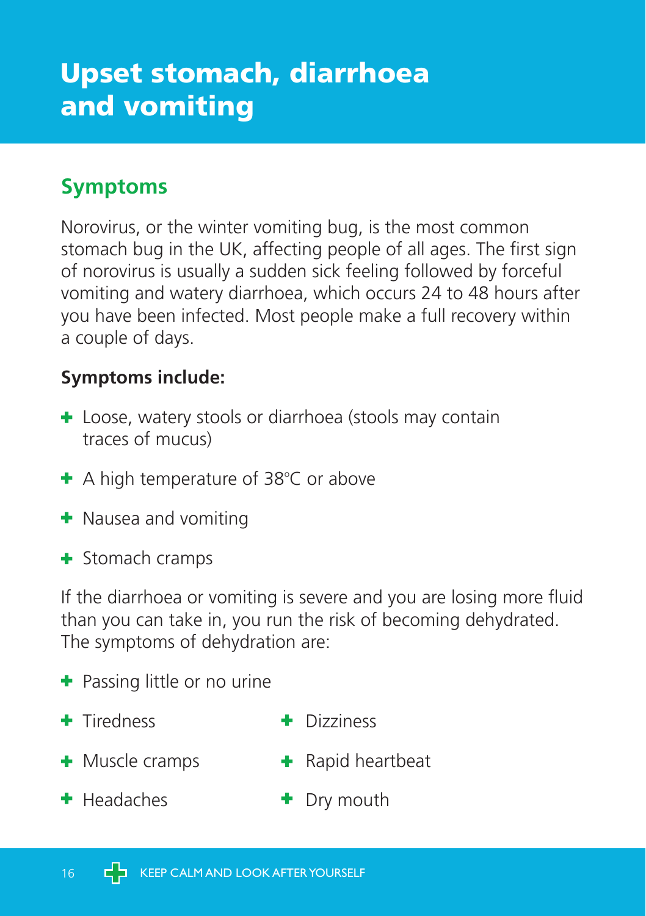# Upset stomach, diarrhoea and vomiting

## Symptoms

Norovirus, or the winter vomiting bug, is the most common stomach bug in the UK, affecting people of all ages. The first sign of norovirus is usually a sudden sick feeling followed by forceful vomiting and watery diarrhoea, which occurs 24 to 48 hours after you have been infected. Most people make a full recovery within a couple of days.

**Symptoms include:**

- Loose, watery stools or diarrhoea (stools may contain traces of mucus)
- A high temperature of 38°C or above
- Nausea and vomiting
- Stomach cramps

If the diarrhoea or vomiting is severe and you are losing more fluid than you can take in, you run the risk of becoming dehydrated. The symptoms of dehydration are:

- Passing little or no urine
- Tiredness
- Dizziness
- Muscle cramps
- Rapid heartbeat
- Headaches
- Dry mouth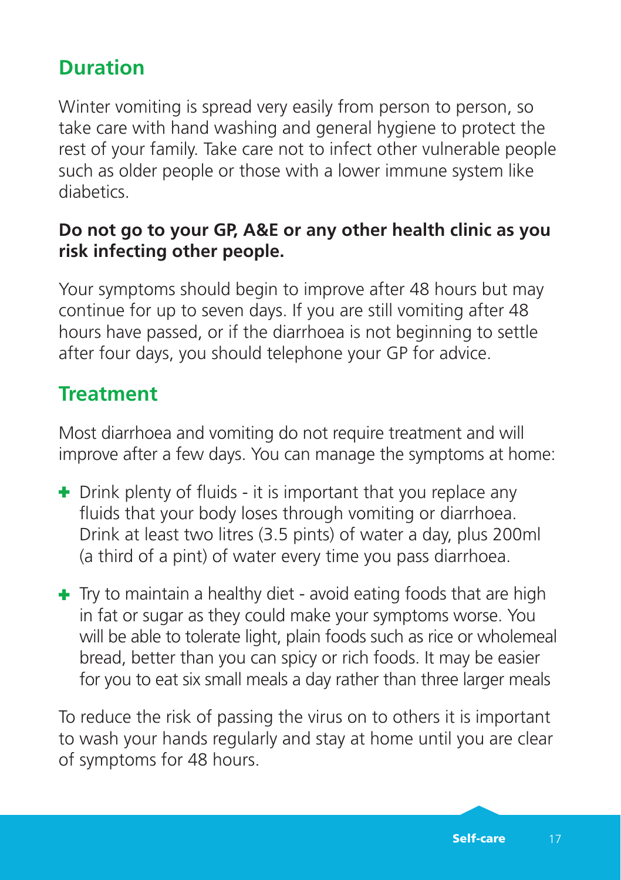## Duration

Winter vomiting is spread very easily from person to person, so take care with hand washing and general hygiene to protect the rest of your family. Take care not to infect other vulnerable people such as older people or those with a lower immune system like diabetics.

**Do not go to your GP, A&E or any other health clinic as you risk infecting other people.**

Your symptoms should begin to improve after 48 hours but may continue for up to seven days. If you are still vomiting after 48 hours have passed, or if the diarrhoea is not beginning to settle after four days, you should telephone your GP for advice.

## Treatment

Most diarrhoea and vomiting do not require treatment and will improve after a few days. You can manage the symptoms at home:

- Drink plenty of fluids - it is important that you replace any fluids that your body loses through vomiting or diarrhoea. Drink at least two litres (3.5 pints) of water a day, plus 200ml (a third of a pint) of water every time you pass diarrhoea.
- Try to maintain a healthy diet - avoid eating foods that are high in fat or sugar as they could make your symptoms worse. You will be able to tolerate light, plain foods such as rice or wholemeal bread, better than you can spicy or rich foods. It may be easier for you to eat six small meals a day rather than three larger meals

To reduce the risk of passing the virus on to others it is important to wash your hands regularly and stay at home until you are clear of symptoms for 48 hours.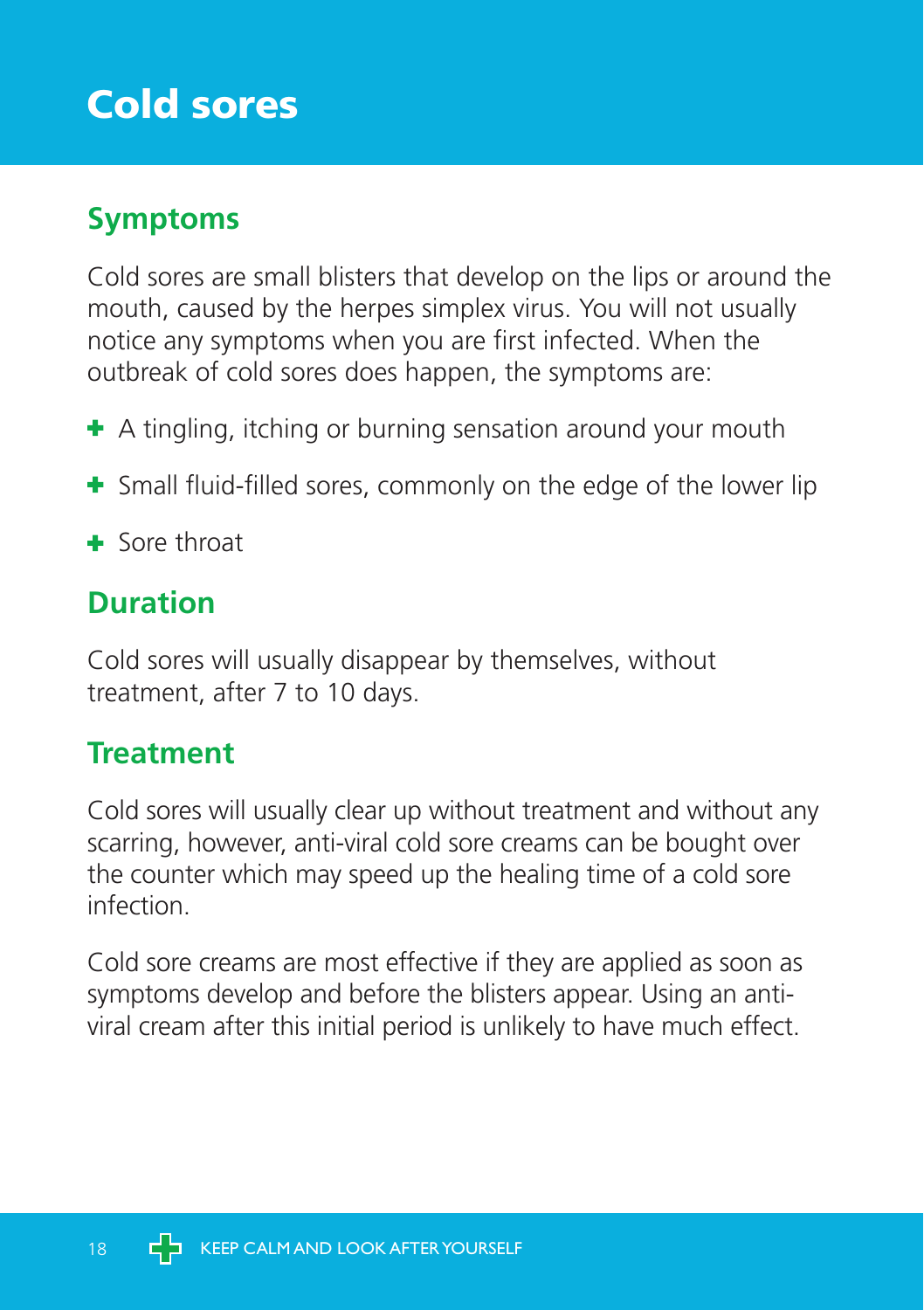# Cold sores

## Symptoms

Cold sores are small blisters that develop on the lips or around the mouth, caused by the herpes simplex virus. You will not usually notice any symptoms when you are first infected. When the outbreak of cold sores does happen, the symptoms are:

- A tingling, itching or burning sensation around your mouth
- Small fluid-filled sores, commonly on the edge of the lower lip
- Sore throat

## Duration

Cold sores will usually disappear by themselves, without treatment, after 7 to 10 days.

## Treatment

Cold sores will usually clear up without treatment and without any scarring, however, anti-viral cold sore creams can be bought over the counter which may speed up the healing time of a cold sore infection.

Cold sore creams are most effective if they are applied as soon as symptoms develop and before the blisters appear. Using an anti-viral cream after this initial period is unlikely to have much effect.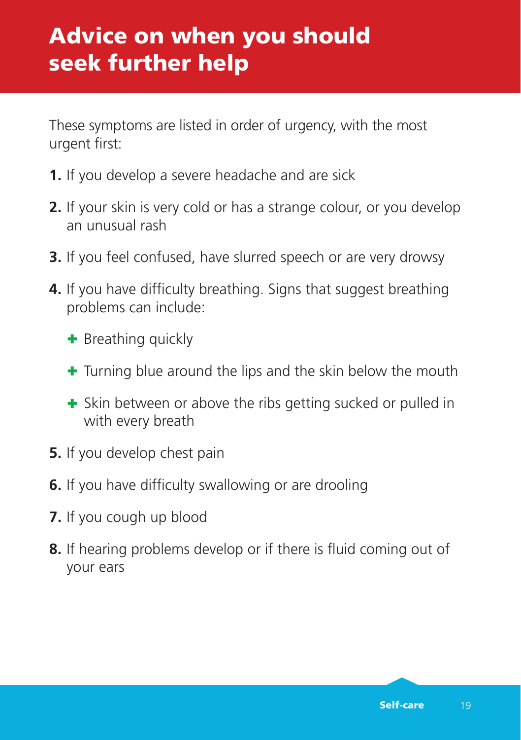# Advice on when you should seek further help

These symptoms are listed in order of urgency, with the most urgent first:

1. If you develop a severe headache and are sick
2. If your skin is very cold or has a strange colour, or you develop an unusual rash
3. If you feel confused, have slurred speech or are very drowsy
4. If you have difficulty breathing. Signs that suggest breathing problems can include:
   - Breathing quickly
   - Turning blue around the lips and the skin below the mouth
   - Skin between or above the ribs getting sucked or pulled in with every breath
5. If you develop chest pain
6. If you have difficulty swallowing or are drooling
7. If you cough up blood
8. If hearing problems develop or if there is fluid coming out of your ears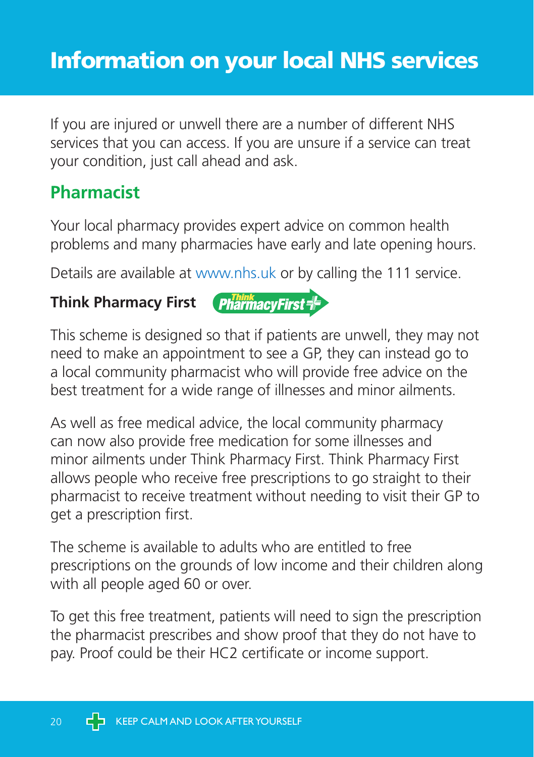# Information on your local NHS services

If you are injured or unwell there are a number of different NHS services that you can access. If you are unsure if a service can treat your condition, just call ahead and ask.

## Pharmacist

Your local pharmacy provides expert advice on common health problems and many pharmacies have early and late opening hours.

Details are available at www.nhs.uk or by calling the 111 service.

### Think Pharmacy First

This scheme is designed so that if patients are unwell, they may not need to make an appointment to see a GP, they can instead go to a local community pharmacist who will provide free advice on the best treatment for a wide range of illnesses and minor ailments.

As well as free medical advice, the local community pharmacy can now also provide free medication for some illnesses and minor ailments under Think Pharmacy First. Think Pharmacy First allows people who receive free prescriptions to go straight to their pharmacist to receive treatment without needing to visit their GP to get a prescription first.

The scheme is available to adults who are entitled to free prescriptions on the grounds of low income and their children along with all people aged 60 or over.

To get this free treatment, patients will need to sign the prescription the pharmacist prescribes and show proof that they do not have to pay. Proof could be their HC2 certificate or income support.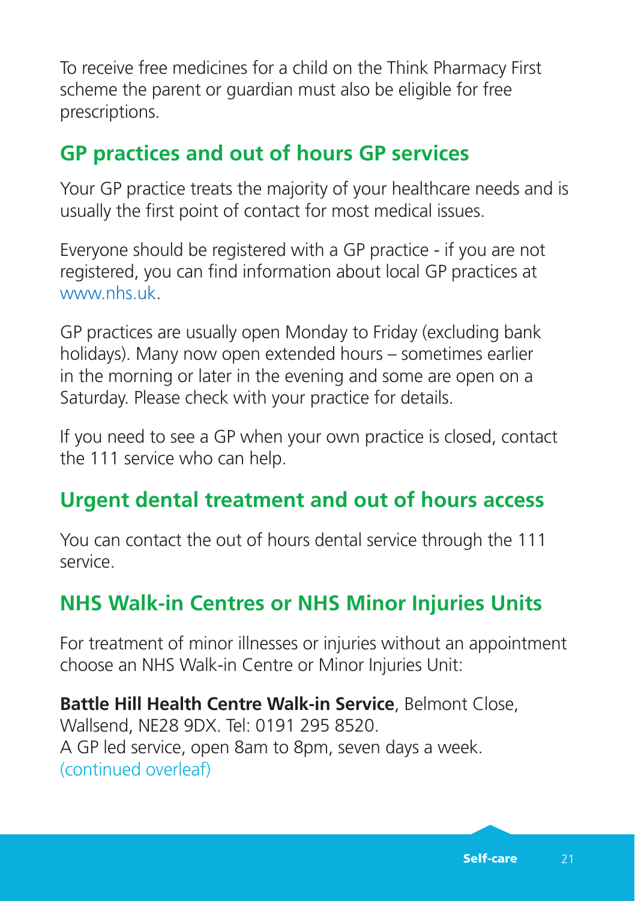To receive free medicines for a child on the Think Pharmacy First scheme the parent or guardian must also be eligible for free prescriptions.

## GP practices and out of hours GP services

Your GP practice treats the majority of your healthcare needs and is usually the first point of contact for most medical issues.

Everyone should be registered with a GP practice - if you are not registered, you can find information about local GP practices at www.nhs.uk.

GP practices are usually open Monday to Friday (excluding bank holidays). Many now open extended hours – sometimes earlier in the morning or later in the evening and some are open on a Saturday. Please check with your practice for details.

If you need to see a GP when your own practice is closed, contact the 111 service who can help.

## Urgent dental treatment and out of hours access

You can contact the out of hours dental service through the 111 service.

## NHS Walk-in Centres or NHS Minor Injuries Units

For treatment of minor illnesses or injuries without an appointment choose an NHS Walk-in Centre or Minor Injuries Unit:

**Battle Hill Health Centre Walk-in Service**, Belmont Close, Wallsend, NE28 9DX. Tel: 0191 295 8520.
A GP led service, open 8am to 8pm, seven days a week.
(continued overleaf)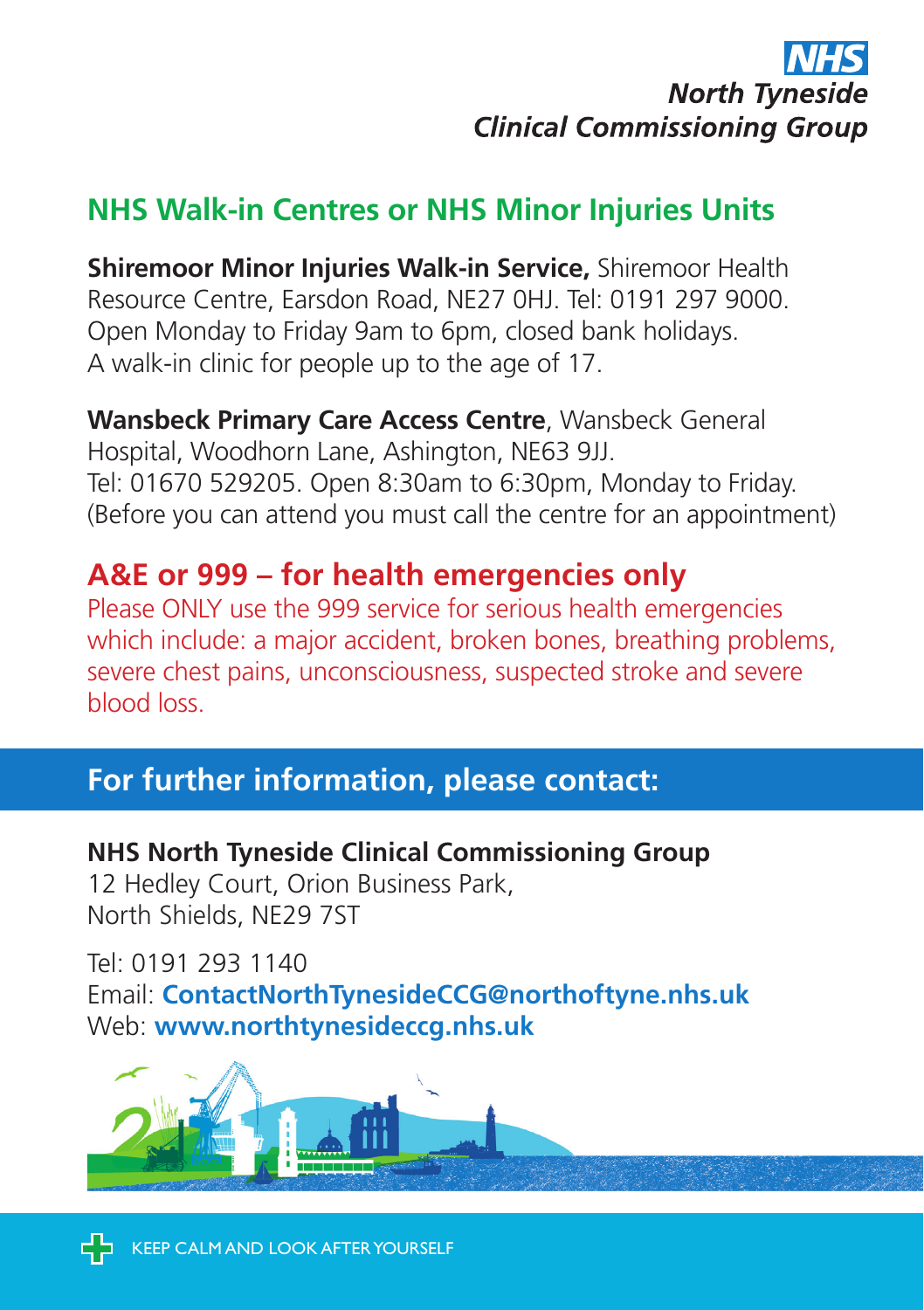**NHS**
*North Tyneside*
*Clinical Commissioning Group*

## NHS Walk-in Centres or NHS Minor Injuries Units

**Shiremoor Minor Injuries Walk-in Service,** Shiremoor Health Resource Centre, Earsdon Road, NE27 0HJ. Tel: 0191 297 9000. Open Monday to Friday 9am to 6pm, closed bank holidays. A walk-in clinic for people up to the age of 17.

**Wansbeck Primary Care Access Centre**, Wansbeck General Hospital, Woodhorn Lane, Ashington, NE63 9JJ. Tel: 01670 529205. Open 8:30am to 6:30pm, Monday to Friday. (Before you can attend you must call the centre for an appointment)

## A&E or 999 – for health emergencies only

Please ONLY use the 999 service for serious health emergencies which include: a major accident, broken bones, breathing problems, severe chest pains, unconsciousness, suspected stroke and severe blood loss.

## For further information, please contact:

**NHS North Tyneside Clinical Commissioning Group**
12 Hedley Court, Orion Business Park,
North Shields, NE29 7ST

Tel: 0191 293 1140
Email: **ContactNorthTynesideCCG@northoftyne.nhs.uk**
Web: **www.northtynesideccg.nhs.uk**

KEEP CALM AND LOOK AFTER YOURSELF